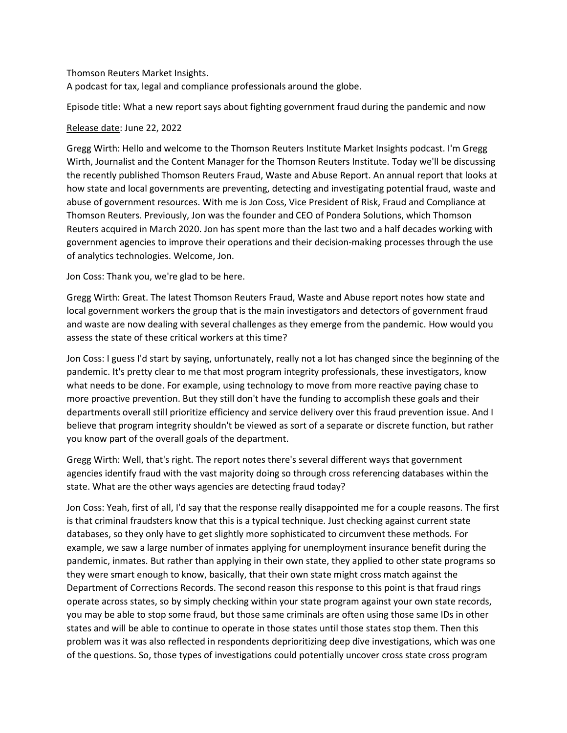Thomson Reuters Market Insights.
A podcast for tax, legal and compliance professionals around the globe.

Episode title: What a new report says about fighting government fraud during the pandemic and now

Release date: June 22, 2022

Gregg Wirth: Hello and welcome to the Thomson Reuters Institute Market Insights podcast. I'm Gregg Wirth, Journalist and the Content Manager for the Thomson Reuters Institute. Today we'll be discussing the recently published Thomson Reuters Fraud, Waste and Abuse Report. An annual report that looks at how state and local governments are preventing, detecting and investigating potential fraud, waste and abuse of government resources. With me is Jon Coss, Vice President of Risk, Fraud and Compliance at Thomson Reuters. Previously, Jon was the founder and CEO of Pondera Solutions, which Thomson Reuters acquired in March 2020. Jon has spent more than the last two and a half decades working with government agencies to improve their operations and their decision-making processes through the use of analytics technologies. Welcome, Jon.

Jon Coss: Thank you, we're glad to be here.

Gregg Wirth: Great. The latest Thomson Reuters Fraud, Waste and Abuse report notes how state and local government workers the group that is the main investigators and detectors of government fraud and waste are now dealing with several challenges as they emerge from the pandemic. How would you assess the state of these critical workers at this time?

Jon Coss: I guess I'd start by saying, unfortunately, really not a lot has changed since the beginning of the pandemic. It's pretty clear to me that most program integrity professionals, these investigators, know what needs to be done. For example, using technology to move from more reactive paying chase to more proactive prevention. But they still don't have the funding to accomplish these goals and their departments overall still prioritize efficiency and service delivery over this fraud prevention issue. And I believe that program integrity shouldn't be viewed as sort of a separate or discrete function, but rather you know part of the overall goals of the department.

Gregg Wirth: Well, that's right. The report notes there's several different ways that government agencies identify fraud with the vast majority doing so through cross referencing databases within the state. What are the other ways agencies are detecting fraud today?

Jon Coss: Yeah, first of all, I'd say that the response really disappointed me for a couple reasons. The first is that criminal fraudsters know that this is a typical technique. Just checking against current state databases, so they only have to get slightly more sophisticated to circumvent these methods. For example, we saw a large number of inmates applying for unemployment insurance benefit during the pandemic, inmates. But rather than applying in their own state, they applied to other state programs so they were smart enough to know, basically, that their own state might cross match against the Department of Corrections Records. The second reason this response to this point is that fraud rings operate across states, so by simply checking within your state program against your own state records, you may be able to stop some fraud, but those same criminals are often using those same IDs in other states and will be able to continue to operate in those states until those states stop them. Then this problem was it was also reflected in respondents deprioritizing deep dive investigations, which was one of the questions. So, those types of investigations could potentially uncover cross state cross program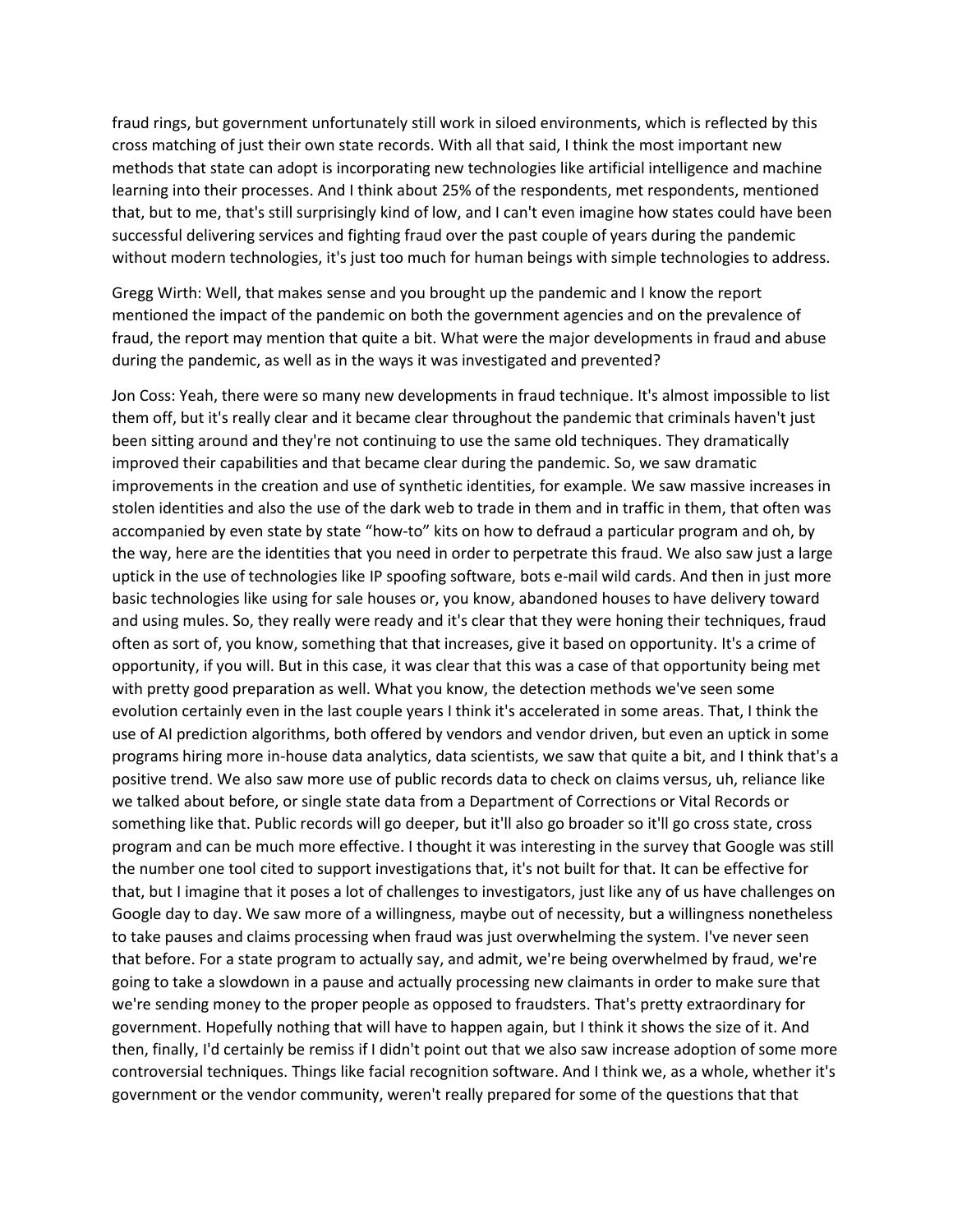fraud rings, but government unfortunately still work in siloed environments, which is reflected by this cross matching of just their own state records. With all that said, I think the most important new methods that state can adopt is incorporating new technologies like artificial intelligence and machine learning into their processes. And I think about 25% of the respondents, met respondents, mentioned that, but to me, that's still surprisingly kind of low, and I can't even imagine how states could have been successful delivering services and fighting fraud over the past couple of years during the pandemic without modern technologies, it's just too much for human beings with simple technologies to address.

Gregg Wirth: Well, that makes sense and you brought up the pandemic and I know the report mentioned the impact of the pandemic on both the government agencies and on the prevalence of fraud, the report may mention that quite a bit. What were the major developments in fraud and abuse during the pandemic, as well as in the ways it was investigated and prevented?

Jon Coss: Yeah, there were so many new developments in fraud technique. It's almost impossible to list them off, but it's really clear and it became clear throughout the pandemic that criminals haven't just been sitting around and they're not continuing to use the same old techniques. They dramatically improved their capabilities and that became clear during the pandemic. So, we saw dramatic improvements in the creation and use of synthetic identities, for example. We saw massive increases in stolen identities and also the use of the dark web to trade in them and in traffic in them, that often was accompanied by even state by state "how-to" kits on how to defraud a particular program and oh, by the way, here are the identities that you need in order to perpetrate this fraud. We also saw just a large uptick in the use of technologies like IP spoofing software, bots e-mail wild cards. And then in just more basic technologies like using for sale houses or, you know, abandoned houses to have delivery toward and using mules. So, they really were ready and it's clear that they were honing their techniques, fraud often as sort of, you know, something that that increases, give it based on opportunity. It's a crime of opportunity, if you will. But in this case, it was clear that this was a case of that opportunity being met with pretty good preparation as well. What you know, the detection methods we've seen some evolution certainly even in the last couple years I think it's accelerated in some areas. That, I think the use of AI prediction algorithms, both offered by vendors and vendor driven, but even an uptick in some programs hiring more in-house data analytics, data scientists, we saw that quite a bit, and I think that's a positive trend. We also saw more use of public records data to check on claims versus, uh, reliance like we talked about before, or single state data from a Department of Corrections or Vital Records or something like that. Public records will go deeper, but it'll also go broader so it'll go cross state, cross program and can be much more effective. I thought it was interesting in the survey that Google was still the number one tool cited to support investigations that, it's not built for that. It can be effective for that, but I imagine that it poses a lot of challenges to investigators, just like any of us have challenges on Google day to day. We saw more of a willingness, maybe out of necessity, but a willingness nonetheless to take pauses and claims processing when fraud was just overwhelming the system. I've never seen that before. For a state program to actually say, and admit, we're being overwhelmed by fraud, we're going to take a slowdown in a pause and actually processing new claimants in order to make sure that we're sending money to the proper people as opposed to fraudsters. That's pretty extraordinary for government. Hopefully nothing that will have to happen again, but I think it shows the size of it. And then, finally, I'd certainly be remiss if I didn't point out that we also saw increase adoption of some more controversial techniques. Things like facial recognition software. And I think we, as a whole, whether it's government or the vendor community, weren't really prepared for some of the questions that that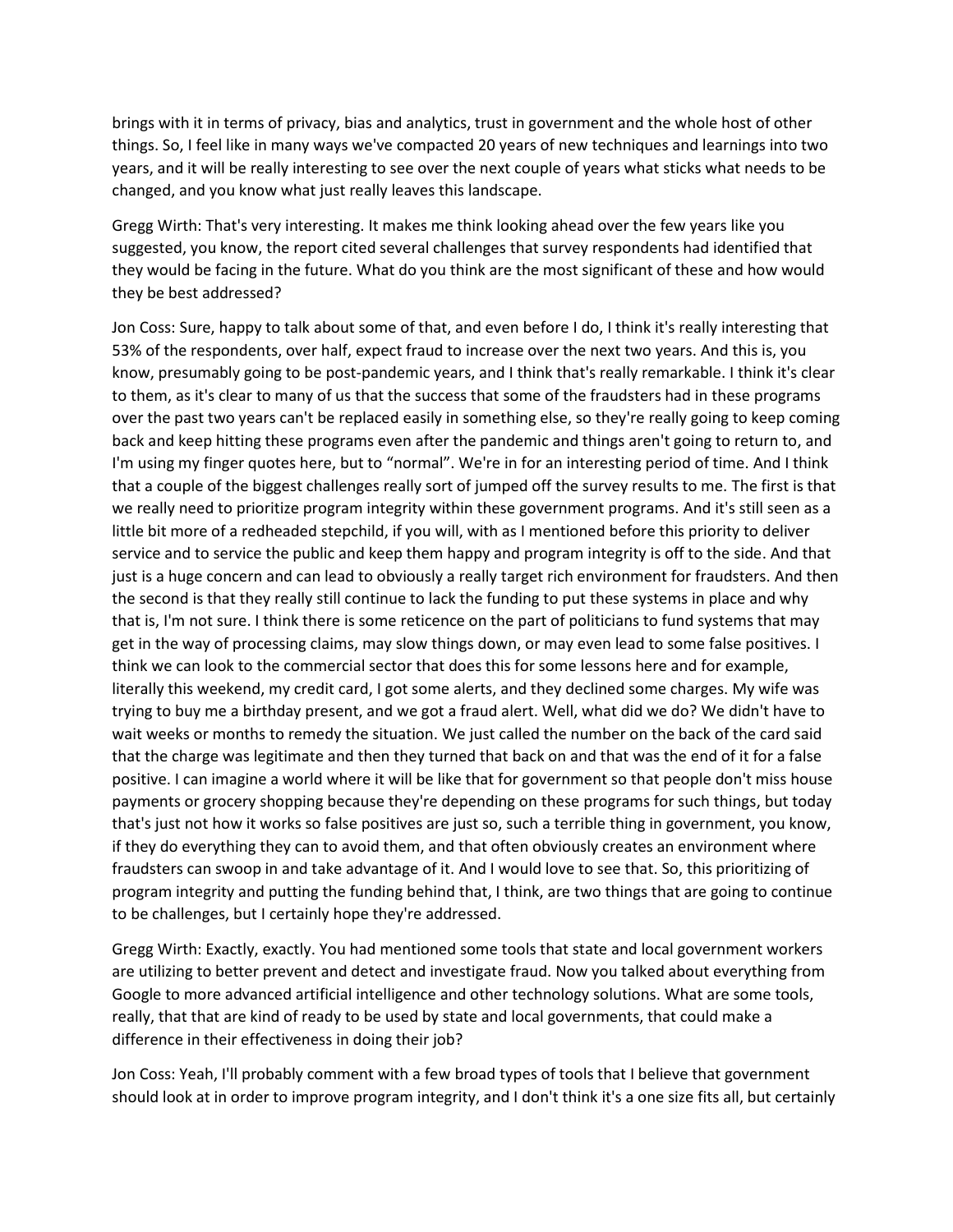brings with it in terms of privacy, bias and analytics, trust in government and the whole host of other things. So, I feel like in many ways we've compacted 20 years of new techniques and learnings into two years, and it will be really interesting to see over the next couple of years what sticks what needs to be changed, and you know what just really leaves this landscape.

Gregg Wirth: That's very interesting. It makes me think looking ahead over the few years like you suggested, you know, the report cited several challenges that survey respondents had identified that they would be facing in the future. What do you think are the most significant of these and how would they be best addressed?

Jon Coss: Sure, happy to talk about some of that, and even before I do, I think it's really interesting that 53% of the respondents, over half, expect fraud to increase over the next two years. And this is, you know, presumably going to be post-pandemic years, and I think that's really remarkable. I think it's clear to them, as it's clear to many of us that the success that some of the fraudsters had in these programs over the past two years can't be replaced easily in something else, so they're really going to keep coming back and keep hitting these programs even after the pandemic and things aren't going to return to, and I'm using my finger quotes here, but to "normal". We're in for an interesting period of time. And I think that a couple of the biggest challenges really sort of jumped off the survey results to me. The first is that we really need to prioritize program integrity within these government programs. And it's still seen as a little bit more of a redheaded stepchild, if you will, with as I mentioned before this priority to deliver service and to service the public and keep them happy and program integrity is off to the side. And that just is a huge concern and can lead to obviously a really target rich environment for fraudsters. And then the second is that they really still continue to lack the funding to put these systems in place and why that is, I'm not sure. I think there is some reticence on the part of politicians to fund systems that may get in the way of processing claims, may slow things down, or may even lead to some false positives. I think we can look to the commercial sector that does this for some lessons here and for example, literally this weekend, my credit card, I got some alerts, and they declined some charges. My wife was trying to buy me a birthday present, and we got a fraud alert. Well, what did we do? We didn't have to wait weeks or months to remedy the situation. We just called the number on the back of the card said that the charge was legitimate and then they turned that back on and that was the end of it for a false positive. I can imagine a world where it will be like that for government so that people don't miss house payments or grocery shopping because they're depending on these programs for such things, but today that's just not how it works so false positives are just so, such a terrible thing in government, you know, if they do everything they can to avoid them, and that often obviously creates an environment where fraudsters can swoop in and take advantage of it. And I would love to see that. So, this prioritizing of program integrity and putting the funding behind that, I think, are two things that are going to continue to be challenges, but I certainly hope they're addressed.

Gregg Wirth: Exactly, exactly. You had mentioned some tools that state and local government workers are utilizing to better prevent and detect and investigate fraud. Now you talked about everything from Google to more advanced artificial intelligence and other technology solutions. What are some tools, really, that that are kind of ready to be used by state and local governments, that could make a difference in their effectiveness in doing their job?

Jon Coss: Yeah, I'll probably comment with a few broad types of tools that I believe that government should look at in order to improve program integrity, and I don't think it's a one size fits all, but certainly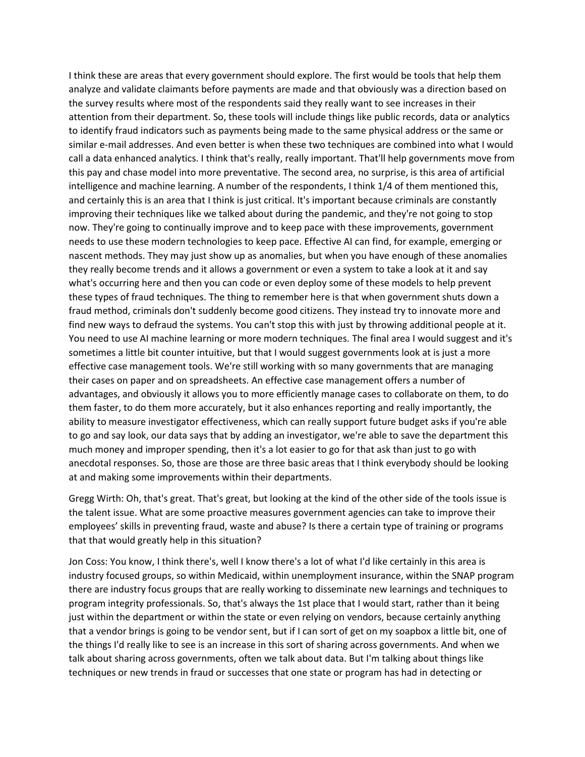I think these are areas that every government should explore. The first would be tools that help them analyze and validate claimants before payments are made and that obviously was a direction based on the survey results where most of the respondents said they really want to see increases in their attention from their department. So, these tools will include things like public records, data or analytics to identify fraud indicators such as payments being made to the same physical address or the same or similar e-mail addresses. And even better is when these two techniques are combined into what I would call a data enhanced analytics. I think that's really, really important. That'll help governments move from this pay and chase model into more preventative. The second area, no surprise, is this area of artificial intelligence and machine learning. A number of the respondents, I think 1/4 of them mentioned this, and certainly this is an area that I think is just critical. It's important because criminals are constantly improving their techniques like we talked about during the pandemic, and they're not going to stop now. They're going to continually improve and to keep pace with these improvements, government needs to use these modern technologies to keep pace. Effective AI can find, for example, emerging or nascent methods. They may just show up as anomalies, but when you have enough of these anomalies they really become trends and it allows a government or even a system to take a look at it and say what's occurring here and then you can code or even deploy some of these models to help prevent these types of fraud techniques. The thing to remember here is that when government shuts down a fraud method, criminals don't suddenly become good citizens. They instead try to innovate more and find new ways to defraud the systems. You can't stop this with just by throwing additional people at it. You need to use AI machine learning or more modern techniques. The final area I would suggest and it's sometimes a little bit counter intuitive, but that I would suggest governments look at is just a more effective case management tools. We're still working with so many governments that are managing their cases on paper and on spreadsheets. An effective case management offers a number of advantages, and obviously it allows you to more efficiently manage cases to collaborate on them, to do them faster, to do them more accurately, but it also enhances reporting and really importantly, the ability to measure investigator effectiveness, which can really support future budget asks if you're able to go and say look, our data says that by adding an investigator, we're able to save the department this much money and improper spending, then it's a lot easier to go for that ask than just to go with anecdotal responses. So, those are those are three basic areas that I think everybody should be looking at and making some improvements within their departments.

Gregg Wirth: Oh, that's great. That's great, but looking at the kind of the other side of the tools issue is the talent issue. What are some proactive measures government agencies can take to improve their employees' skills in preventing fraud, waste and abuse? Is there a certain type of training or programs that that would greatly help in this situation?

Jon Coss: You know, I think there's, well I know there's a lot of what I'd like certainly in this area is industry focused groups, so within Medicaid, within unemployment insurance, within the SNAP program there are industry focus groups that are really working to disseminate new learnings and techniques to program integrity professionals. So, that's always the 1st place that I would start, rather than it being just within the department or within the state or even relying on vendors, because certainly anything that a vendor brings is going to be vendor sent, but if I can sort of get on my soapbox a little bit, one of the things I'd really like to see is an increase in this sort of sharing across governments. And when we talk about sharing across governments, often we talk about data. But I'm talking about things like techniques or new trends in fraud or successes that one state or program has had in detecting or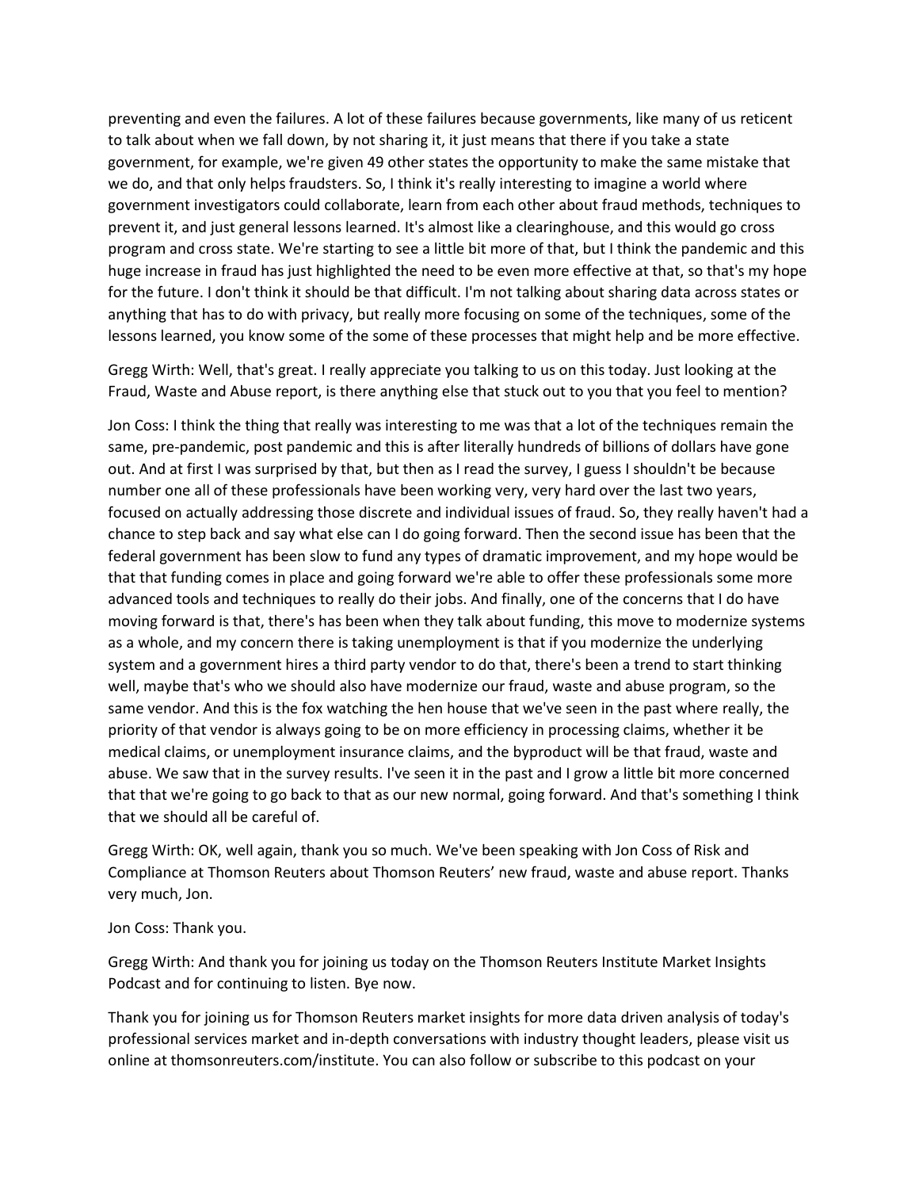preventing and even the failures. A lot of these failures because governments, like many of us reticent to talk about when we fall down, by not sharing it, it just means that there if you take a state government, for example, we're given 49 other states the opportunity to make the same mistake that we do, and that only helps fraudsters. So, I think it's really interesting to imagine a world where government investigators could collaborate, learn from each other about fraud methods, techniques to prevent it, and just general lessons learned. It's almost like a clearinghouse, and this would go cross program and cross state. We're starting to see a little bit more of that, but I think the pandemic and this huge increase in fraud has just highlighted the need to be even more effective at that, so that's my hope for the future. I don't think it should be that difficult. I'm not talking about sharing data across states or anything that has to do with privacy, but really more focusing on some of the techniques, some of the lessons learned, you know some of the some of these processes that might help and be more effective.

Gregg Wirth: Well, that's great. I really appreciate you talking to us on this today. Just looking at the Fraud, Waste and Abuse report, is there anything else that stuck out to you that you feel to mention?

Jon Coss: I think the thing that really was interesting to me was that a lot of the techniques remain the same, pre-pandemic, post pandemic and this is after literally hundreds of billions of dollars have gone out. And at first I was surprised by that, but then as I read the survey, I guess I shouldn't be because number one all of these professionals have been working very, very hard over the last two years, focused on actually addressing those discrete and individual issues of fraud. So, they really haven't had a chance to step back and say what else can I do going forward. Then the second issue has been that the federal government has been slow to fund any types of dramatic improvement, and my hope would be that that funding comes in place and going forward we're able to offer these professionals some more advanced tools and techniques to really do their jobs. And finally, one of the concerns that I do have moving forward is that, there's has been when they talk about funding, this move to modernize systems as a whole, and my concern there is taking unemployment is that if you modernize the underlying system and a government hires a third party vendor to do that, there's been a trend to start thinking well, maybe that's who we should also have modernize our fraud, waste and abuse program, so the same vendor. And this is the fox watching the hen house that we've seen in the past where really, the priority of that vendor is always going to be on more efficiency in processing claims, whether it be medical claims, or unemployment insurance claims, and the byproduct will be that fraud, waste and abuse. We saw that in the survey results. I've seen it in the past and I grow a little bit more concerned that that we're going to go back to that as our new normal, going forward. And that's something I think that we should all be careful of.

Gregg Wirth: OK, well again, thank you so much. We've been speaking with Jon Coss of Risk and Compliance at Thomson Reuters about Thomson Reuters' new fraud, waste and abuse report. Thanks very much, Jon.

Jon Coss: Thank you.

Gregg Wirth: And thank you for joining us today on the Thomson Reuters Institute Market Insights Podcast and for continuing to listen. Bye now.

Thank you for joining us for Thomson Reuters market insights for more data driven analysis of today's professional services market and in-depth conversations with industry thought leaders, please visit us online at thomsonreuters.com/institute. You can also follow or subscribe to this podcast on your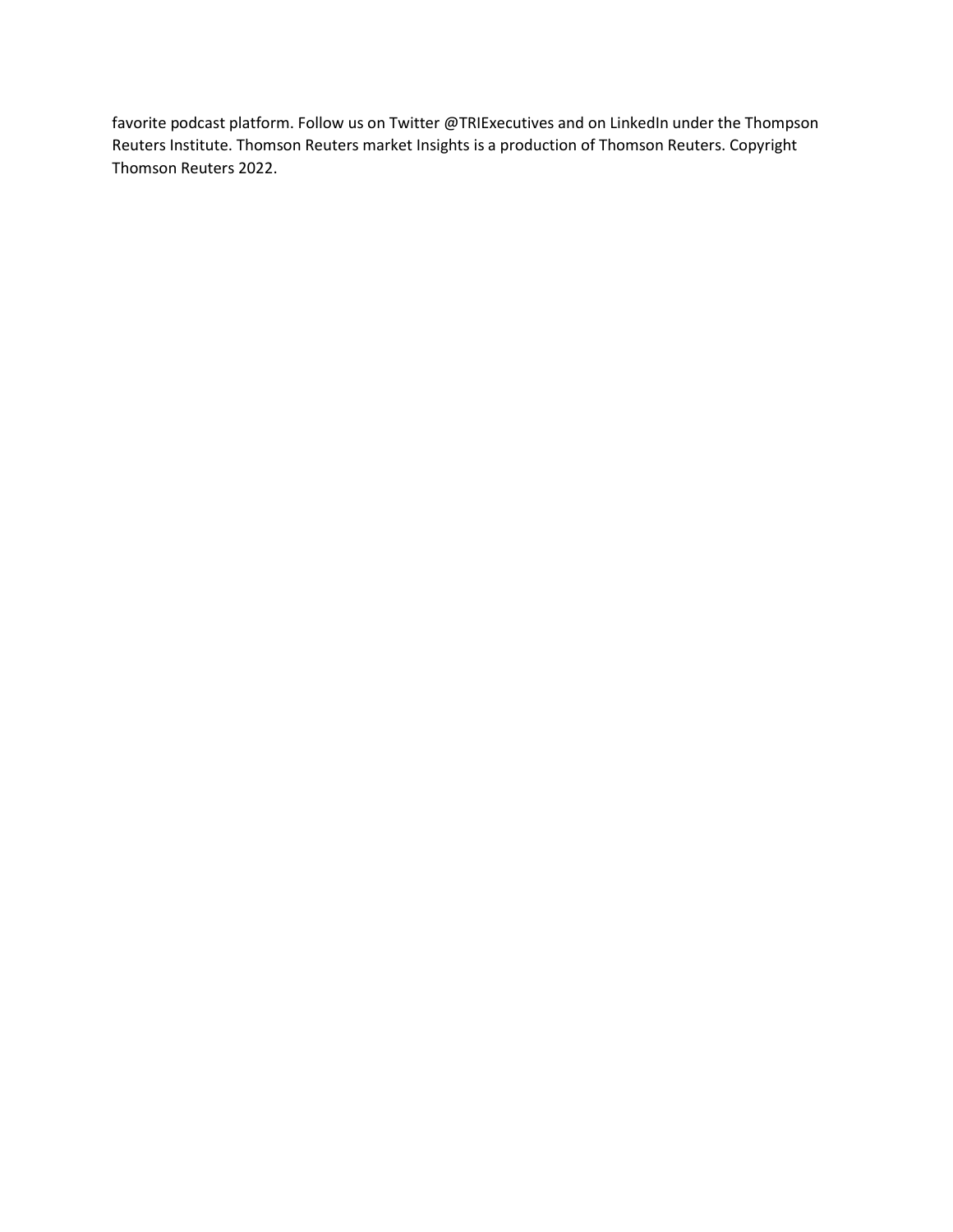favorite podcast platform. Follow us on Twitter @TRIExecutives and on LinkedIn under the Thompson Reuters Institute. Thomson Reuters market Insights is a production of Thomson Reuters. Copyright Thomson Reuters 2022.